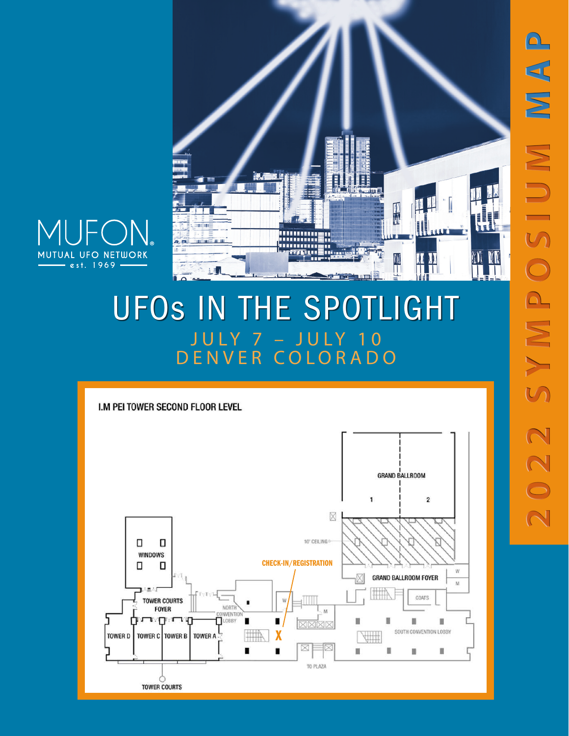# 2022 SYMPOSIUM MAP

MUFON
MUTUAL UFO NETWORK
est. 1969

## UFOs IN THE SPOTLIGHT

JULY 7 – JULY 10
DENVER COLORADO

### I.M PEI TOWER SECOND FLOOR LEVEL

GRAND BALLROOM
1
2
10' CEILING
CHECK-IN/REGISTRATION
X
GRAND BALLROOM FOYER
W
M
COATS
WINDOWS
TOWER COURTS FOYER
NORTH CONVENTION LOBBY
W
M
SOUTH CONVENTION LOBBY
TOWER D
TOWER C
TOWER B
TOWER A
TO PLAZA
TOWER COURTS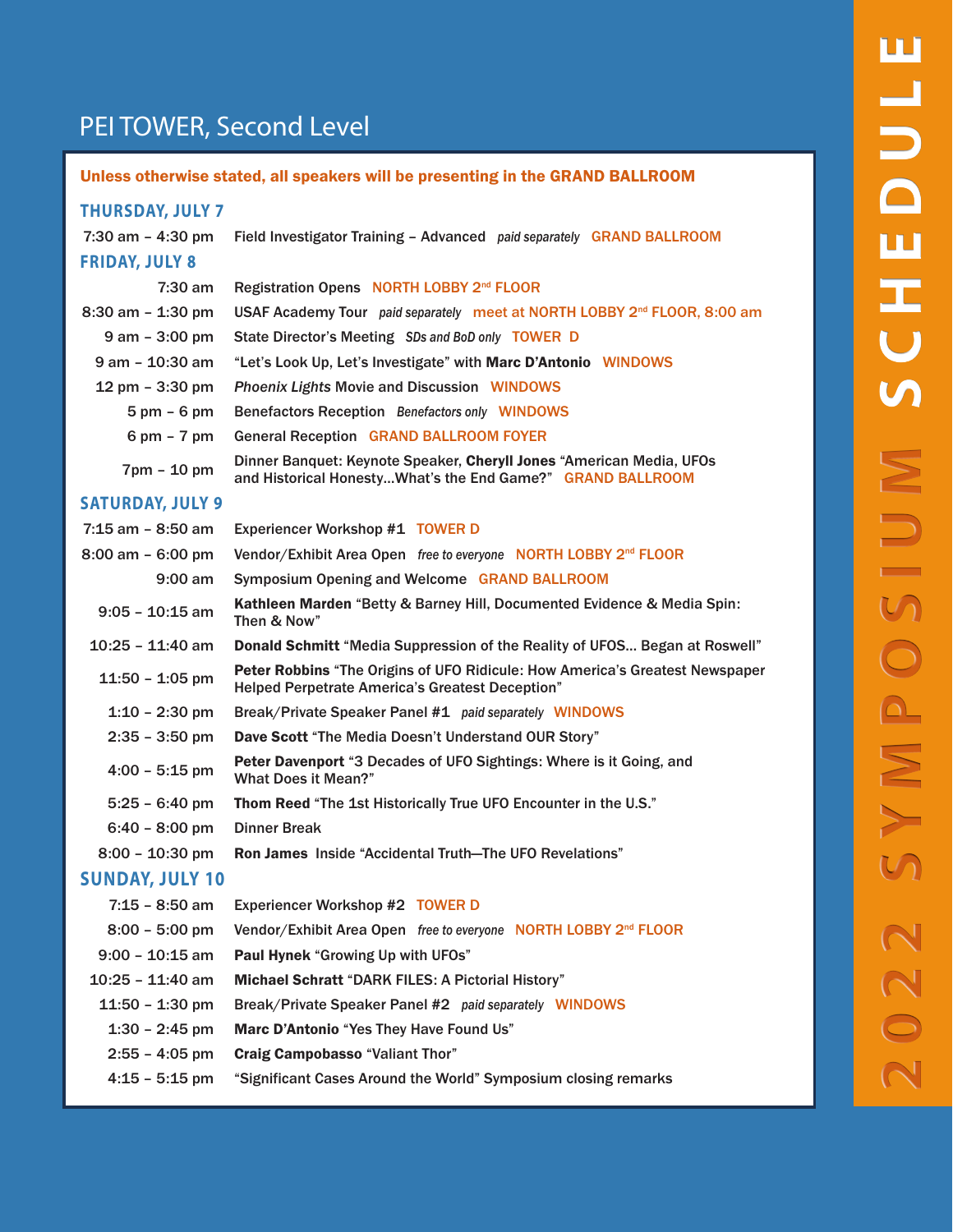# 2022 SYMPOSIUM SCHEDULE

## PEI TOWER, Second Level

**Unless otherwise stated, all speakers will be presenting in the GRAND BALLROOM**

### THURSDAY, JULY 7

| | |
|---|---|
| 7:30 am – 4:30 pm | Field Investigator Training – Advanced *paid separately* GRAND BALLROOM |

### FRIDAY, JULY 8

| | |
|---|---|
| 7:30 am | Registration Opens NORTH LOBBY 2nd FLOOR |
| 8:30 am – 1:30 pm | USAF Academy Tour *paid separately* meet at NORTH LOBBY 2nd FLOOR, 8:00 am |
| 9 am – 3:00 pm | State Director's Meeting *SDs and BoD only* TOWER D |
| 9 am – 10:30 am | "Let's Look Up, Let's Investigate" with **Marc D'Antonio** WINDOWS |
| 12 pm – 3:30 pm | *Phoenix Lights* Movie and Discussion WINDOWS |
| 5 pm – 6 pm | Benefactors Reception *Benefactors only* WINDOWS |
| 6 pm – 7 pm | General Reception GRAND BALLROOM FOYER |
| 7pm – 10 pm | Dinner Banquet: Keynote Speaker, **Cheryll Jones** "American Media, UFOs and Historical Honesty...What's the End Game?" GRAND BALLROOM |

### SATURDAY, JULY 9

| | |
|---|---|
| 7:15 am – 8:50 am | Experiencer Workshop #1 TOWER D |
| 8:00 am – 6:00 pm | Vendor/Exhibit Area Open *free to everyone* NORTH LOBBY 2nd FLOOR |
| 9:00 am | Symposium Opening and Welcome GRAND BALLROOM |
| 9:05 – 10:15 am | **Kathleen Marden** "Betty & Barney Hill, Documented Evidence & Media Spin: Then & Now" |
| 10:25 – 11:40 am | **Donald Schmitt** "Media Suppression of the Reality of UFOS... Began at Roswell" |
| 11:50 – 1:05 pm | **Peter Robbins** "The Origins of UFO Ridicule: How America's Greatest Newspaper Helped Perpetrate America's Greatest Deception" |
| 1:10 – 2:30 pm | Break/Private Speaker Panel #1 *paid separately* WINDOWS |
| 2:35 – 3:50 pm | **Dave Scott** "The Media Doesn't Understand OUR Story" |
| 4:00 – 5:15 pm | **Peter Davenport** "3 Decades of UFO Sightings: Where is it Going, and What Does it Mean?" |
| 5:25 – 6:40 pm | **Thom Reed** "The 1st Historically True UFO Encounter in the U.S." |
| 6:40 – 8:00 pm | Dinner Break |
| 8:00 – 10:30 pm | **Ron James** Inside "Accidental Truth—The UFO Revelations" |

### SUNDAY, JULY 10

| | |
|---|---|
| 7:15 – 8:50 am | Experiencer Workshop #2 TOWER D |
| 8:00 – 5:00 pm | Vendor/Exhibit Area Open *free to everyone* NORTH LOBBY 2nd FLOOR |
| 9:00 – 10:15 am | **Paul Hynek** "Growing Up with UFOs" |
| 10:25 – 11:40 am | **Michael Schratt** "DARK FILES: A Pictorial History" |
| 11:50 – 1:30 pm | Break/Private Speaker Panel #2 *paid separately* WINDOWS |
| 1:30 – 2:45 pm | **Marc D'Antonio** "Yes They Have Found Us" |
| 2:55 – 4:05 pm | **Craig Campobasso** "Valiant Thor" |
| 4:15 – 5:15 pm | "Significant Cases Around the World" Symposium closing remarks |